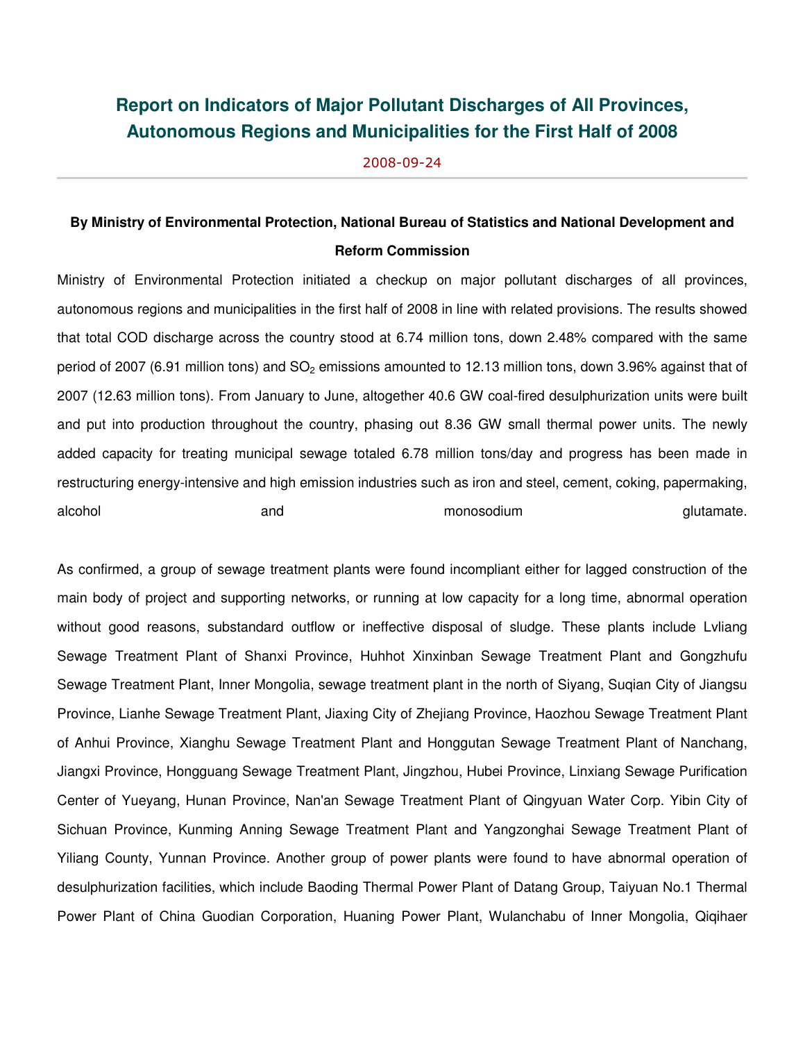# Report on Indicators of Major Pollutant Discharges of All Provinces, Autonomous Regions and Municipalities for the First Half of 2008

2008-09-24

**By Ministry of Environmental Protection, National Bureau of Statistics and National Development and Reform Commission**

Ministry of Environmental Protection initiated a checkup on major pollutant discharges of all provinces, autonomous regions and municipalities in the first half of 2008 in line with related provisions. The results showed that total COD discharge across the country stood at 6.74 million tons, down 2.48% compared with the same period of 2007 (6.91 million tons) and $SO_2$ emissions amounted to 12.13 million tons, down 3.96% against that of 2007 (12.63 million tons). From January to June, altogether 40.6 GW coal-fired desulphurization units were built and put into production throughout the country, phasing out 8.36 GW small thermal power units. The newly added capacity for treating municipal sewage totaled 6.78 million tons/day and progress has been made in restructuring energy-intensive and high emission industries such as iron and steel, cement, coking, papermaking, alcohol and monosodium glutamate.

As confirmed, a group of sewage treatment plants were found incompliant either for lagged construction of the main body of project and supporting networks, or running at low capacity for a long time, abnormal operation without good reasons, substandard outflow or ineffective disposal of sludge. These plants include Lvliang Sewage Treatment Plant of Shanxi Province, Huhhot Xinxinban Sewage Treatment Plant and Gongzhufu Sewage Treatment Plant, Inner Mongolia, sewage treatment plant in the north of Siyang, Suqian City of Jiangsu Province, Lianhe Sewage Treatment Plant, Jiaxing City of Zhejiang Province, Haozhou Sewage Treatment Plant of Anhui Province, Xianghu Sewage Treatment Plant and Honggutan Sewage Treatment Plant of Nanchang, Jiangxi Province, Hongguang Sewage Treatment Plant, Jingzhou, Hubei Province, Linxiang Sewage Purification Center of Yueyang, Hunan Province, Nan'an Sewage Treatment Plant of Qingyuan Water Corp. Yibin City of Sichuan Province, Kunming Anning Sewage Treatment Plant and Yangzonghai Sewage Treatment Plant of Yiliang County, Yunnan Province. Another group of power plants were found to have abnormal operation of desulphurization facilities, which include Baoding Thermal Power Plant of Datang Group, Taiyuan No.1 Thermal Power Plant of China Guodian Corporation, Huaning Power Plant, Wulanchabu of Inner Mongolia, Qiqihaer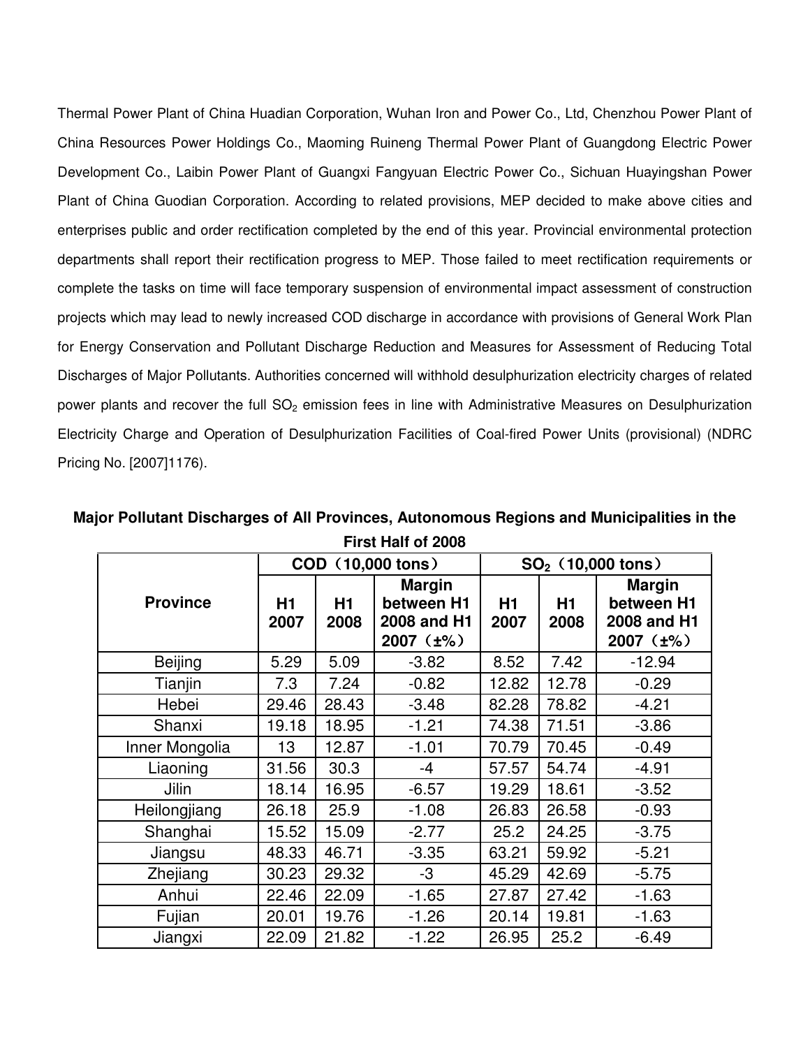Thermal Power Plant of China Huadian Corporation, Wuhan Iron and Power Co., Ltd, Chenzhou Power Plant of China Resources Power Holdings Co., Maoming Ruineng Thermal Power Plant of Guangdong Electric Power Development Co., Laibin Power Plant of Guangxi Fangyuan Electric Power Co., Sichuan Huayingshan Power Plant of China Guodian Corporation. According to related provisions, MEP decided to make above cities and enterprises public and order rectification completed by the end of this year. Provincial environmental protection departments shall report their rectification progress to MEP. Those failed to meet rectification requirements or complete the tasks on time will face temporary suspension of environmental impact assessment of construction projects which may lead to newly increased COD discharge in accordance with provisions of General Work Plan for Energy Conservation and Pollutant Discharge Reduction and Measures for Assessment of Reducing Total Discharges of Major Pollutants. Authorities concerned will withhold desulphurization electricity charges of related power plants and recover the full $SO_2$ emission fees in line with Administrative Measures on Desulphurization Electricity Charge and Operation of Desulphurization Facilities of Coal-fired Power Units (provisional) (NDRC Pricing No. [2007]1176).

**Major Pollutant Discharges of All Provinces, Autonomous Regions and Municipalities in the First Half of 2008**

| Province | COD（10,000 tons） | | | $SO_2$（10,000 tons） | | |
|---|---|---|---|---|---|---|
| | H1 2007 | H1 2008 | Margin between H1 2008 and H1 2007（±%） | H1 2007 | H1 2008 | Margin between H1 2008 and H1 2007（±%） |
| Beijing | 5.29 | 5.09 | -3.82 | 8.52 | 7.42 | -12.94 |
| Tianjin | 7.3 | 7.24 | -0.82 | 12.82 | 12.78 | -0.29 |
| Hebei | 29.46 | 28.43 | -3.48 | 82.28 | 78.82 | -4.21 |
| Shanxi | 19.18 | 18.95 | -1.21 | 74.38 | 71.51 | -3.86 |
| Inner Mongolia | 13 | 12.87 | -1.01 | 70.79 | 70.45 | -0.49 |
| Liaoning | 31.56 | 30.3 | -4 | 57.57 | 54.74 | -4.91 |
| Jilin | 18.14 | 16.95 | -6.57 | 19.29 | 18.61 | -3.52 |
| Heilongjiang | 26.18 | 25.9 | -1.08 | 26.83 | 26.58 | -0.93 |
| Shanghai | 15.52 | 15.09 | -2.77 | 25.2 | 24.25 | -3.75 |
| Jiangsu | 48.33 | 46.71 | -3.35 | 63.21 | 59.92 | -5.21 |
| Zhejiang | 30.23 | 29.32 | -3 | 45.29 | 42.69 | -5.75 |
| Anhui | 22.46 | 22.09 | -1.65 | 27.87 | 27.42 | -1.63 |
| Fujian | 20.01 | 19.76 | -1.26 | 20.14 | 19.81 | -1.63 |
| Jiangxi | 22.09 | 21.82 | -1.22 | 26.95 | 25.2 | -6.49 |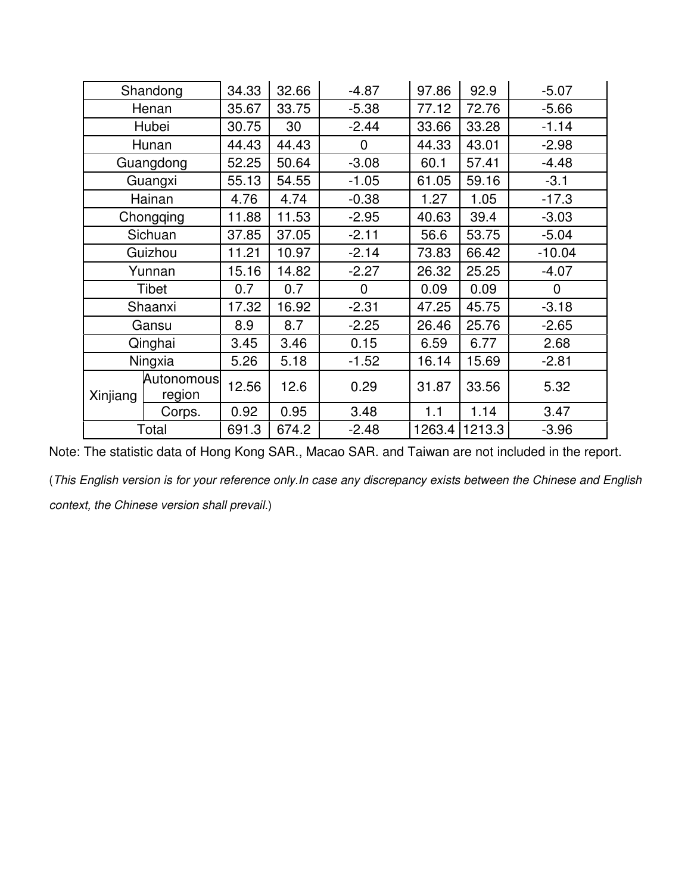| | | | | | | | |
|---|---|---|---|---|---|---|---|
| Shandong | | 34.33 | 32.66 | -4.87 | 97.86 | 92.9 | -5.07 |
| Henan | | 35.67 | 33.75 | -5.38 | 77.12 | 72.76 | -5.66 |
| Hubei | | 30.75 | 30 | -2.44 | 33.66 | 33.28 | -1.14 |
| Hunan | | 44.43 | 44.43 | 0 | 44.33 | 43.01 | -2.98 |
| Guangdong | | 52.25 | 50.64 | -3.08 | 60.1 | 57.41 | -4.48 |
| Guangxi | | 55.13 | 54.55 | -1.05 | 61.05 | 59.16 | -3.1 |
| Hainan | | 4.76 | 4.74 | -0.38 | 1.27 | 1.05 | -17.3 |
| Chongqing | | 11.88 | 11.53 | -2.95 | 40.63 | 39.4 | -3.03 |
| Sichuan | | 37.85 | 37.05 | -2.11 | 56.6 | 53.75 | -5.04 |
| Guizhou | | 11.21 | 10.97 | -2.14 | 73.83 | 66.42 | -10.04 |
| Yunnan | | 15.16 | 14.82 | -2.27 | 26.32 | 25.25 | -4.07 |
| Tibet | | 0.7 | 0.7 | 0 | 0.09 | 0.09 | 0 |
| Shaanxi | | 17.32 | 16.92 | -2.31 | 47.25 | 45.75 | -3.18 |
| Gansu | | 8.9 | 8.7 | -2.25 | 26.46 | 25.76 | -2.65 |
| Qinghai | | 3.45 | 3.46 | 0.15 | 6.59 | 6.77 | 2.68 |
| Ningxia | | 5.26 | 5.18 | -1.52 | 16.14 | 15.69 | -2.81 |
| Xinjiang | Autonomous region | 12.56 | 12.6 | 0.29 | 31.87 | 33.56 | 5.32 |
| | Corps. | 0.92 | 0.95 | 3.48 | 1.1 | 1.14 | 3.47 |
| Total | | 691.3 | 674.2 | -2.48 | 1263.4 | 1213.3 | -3.96 |

Note: The statistic data of Hong Kong SAR., Macao SAR. and Taiwan are not included in the report.

(*This English version is for your reference only.In case any discrepancy exists between the Chinese and English context, the Chinese version shall prevail.*)